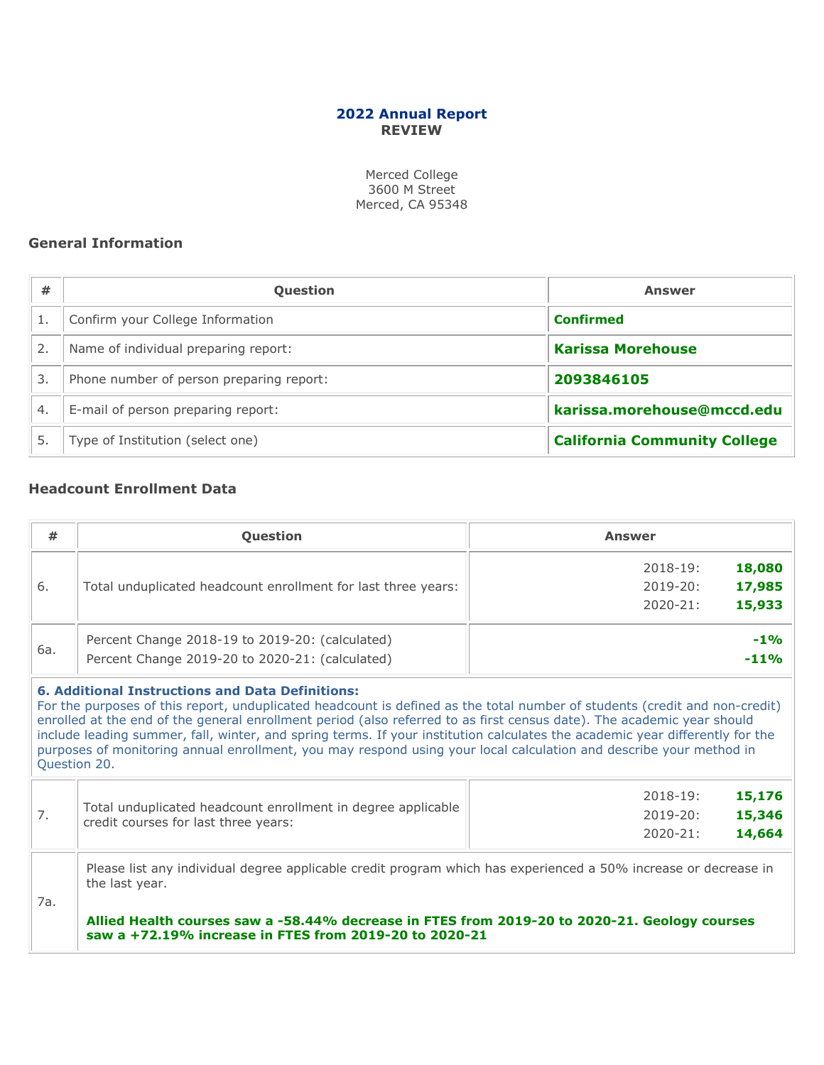# 2022 Annual Report
## REVIEW

Merced College
3600 M Street
Merced, CA 95348

### General Information

| # | Question | Answer |
|---|---|---|
| 1. | Confirm your College Information | **Confirmed** |
| 2. | Name of individual preparing report: | **Karissa Morehouse** |
| 3. | Phone number of person preparing report: | **2093846105** |
| 4. | E-mail of person preparing report: | **karissa.morehouse@mccd.edu** |
| 5. | Type of Institution (select one) | **California Community College** |

### Headcount Enrollment Data

| # | Question | Answer |
|---|---|---|
| 6. | Total unduplicated headcount enrollment for last three years: | 2018-19: **18,080**<br>2019-20: **17,985**<br>2020-21: **15,933** |
| 6a. | Percent Change 2018-19 to 2019-20: (calculated)<br>Percent Change 2019-20 to 2020-21: (calculated) | **-1%**<br>**-11%** |
| **6. Additional Instructions and Data Definitions:** For the purposes of this report, unduplicated headcount is defined as the total number of students (credit and non-credit) enrolled at the end of the general enrollment period (also referred to as first census date). The academic year should include leading summer, fall, winter, and spring terms. If your institution calculates the academic year differently for the purposes of monitoring annual enrollment, you may respond using your local calculation and describe your method in Question 20. | | |
| 7. | Total unduplicated headcount enrollment in degree applicable credit courses for last three years: | 2018-19: **15,176**<br>2019-20: **15,346**<br>2020-21: **14,664** |
| 7a. | Please list any individual degree applicable credit program which has experienced a 50% increase or decrease in the last year.<br><br>**Allied Health courses saw a -58.44% decrease in FTES from 2019-20 to 2020-21. Geology courses saw a +72.19% increase in FTES from 2019-20 to 2020-21** | |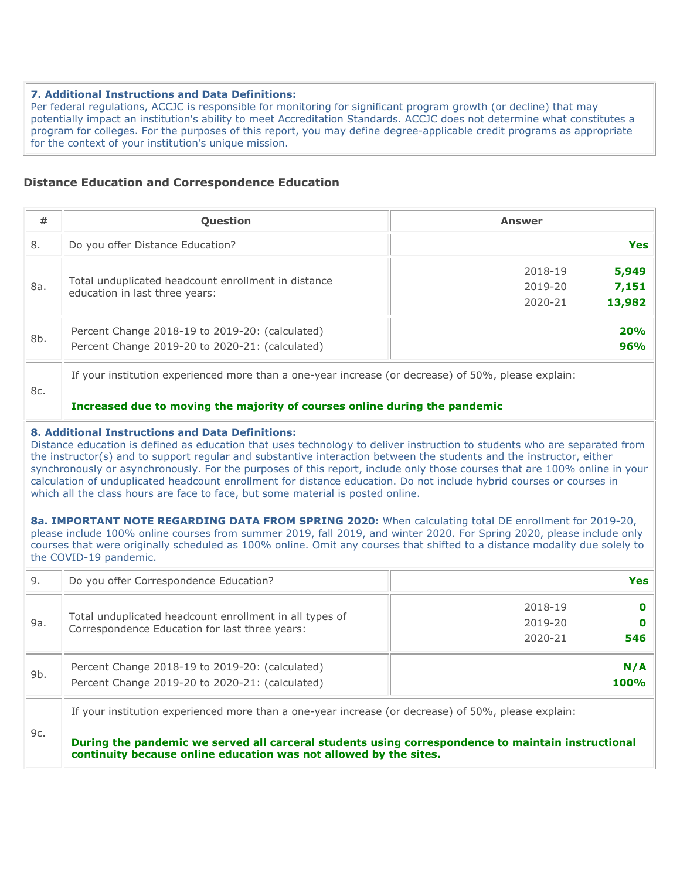**7. Additional Instructions and Data Definitions:**
Per federal regulations, ACCJC is responsible for monitoring for significant program growth (or decline) that may potentially impact an institution's ability to meet Accreditation Standards. ACCJC does not determine what constitutes a program for colleges. For the purposes of this report, you may define degree-applicable credit programs as appropriate for the context of your institution's unique mission.

### Distance Education and Correspondence Education

| # | Question | Answer |
|---|---|---|
| 8. | Do you offer Distance Education? | **Yes** |
| 8a. | Total unduplicated headcount enrollment in distance education in last three years: | 2018-19 **5,949**<br>2019-20 **7,151**<br>2020-21 **13,982** |
| 8b. | Percent Change 2018-19 to 2019-20: (calculated)<br>Percent Change 2019-20 to 2020-21: (calculated) | **20%**<br>**96%** |
| 8c. | If your institution experienced more than a one-year increase (or decrease) of 50%, please explain:<br>**Increased due to moving the majority of courses online during the pandemic** | |

**8. Additional Instructions and Data Definitions:**
Distance education is defined as education that uses technology to deliver instruction to students who are separated from the instructor(s) and to support regular and substantive interaction between the students and the instructor, either synchronously or asynchronously. For the purposes of this report, include only those courses that are 100% online in your calculation of unduplicated headcount enrollment for distance education. Do not include hybrid courses or courses in which all the class hours are face to face, but some material is posted online.

**8a. IMPORTANT NOTE REGARDING DATA FROM SPRING 2020:** When calculating total DE enrollment for 2019-20, please include 100% online courses from summer 2019, fall 2019, and winter 2020. For Spring 2020, please include only courses that were originally scheduled as 100% online. Omit any courses that shifted to a distance modality due solely to the COVID-19 pandemic.

| # | Question | Answer |
|---|---|---|
| 9. | Do you offer Correspondence Education? | **Yes** |
| 9a. | Total unduplicated headcount enrollment in all types of Correspondence Education for last three years: | 2018-19 **0**<br>2019-20 **0**<br>2020-21 **546** |
| 9b. | Percent Change 2018-19 to 2019-20: (calculated)<br>Percent Change 2019-20 to 2020-21: (calculated) | **N/A**<br>**100%** |
| 9c. | If your institution experienced more than a one-year increase (or decrease) of 50%, please explain:<br>**During the pandemic we served all carceral students using correspondence to maintain instructional continuity because online education was not allowed by the sites.** | |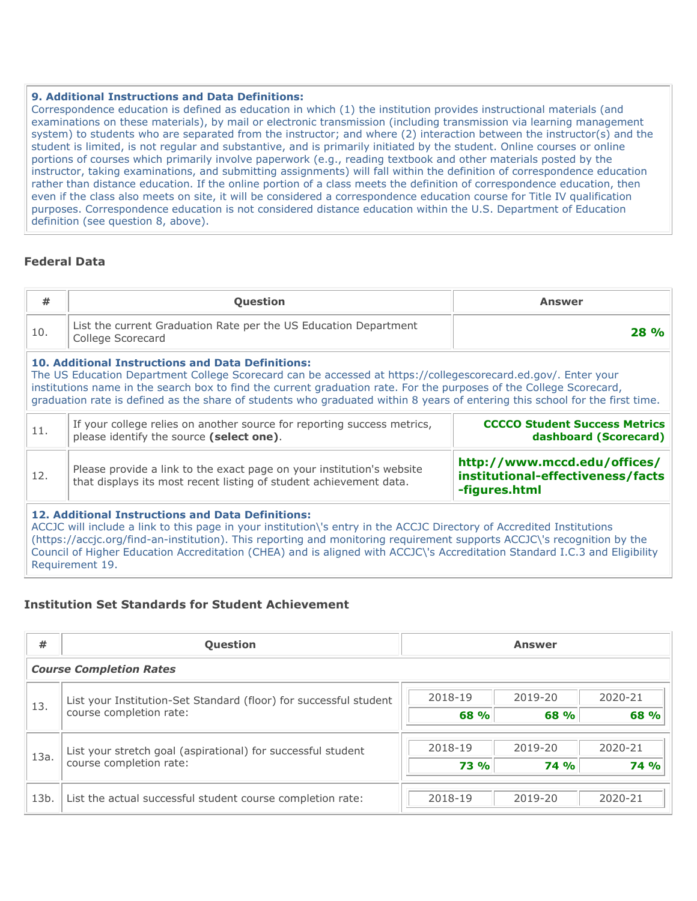**9. Additional Instructions and Data Definitions:**
Correspondence education is defined as education in which (1) the institution provides instructional materials (and examinations on these materials), by mail or electronic transmission (including transmission via learning management system) to students who are separated from the instructor; and where (2) interaction between the instructor(s) and the student is limited, is not regular and substantive, and is primarily initiated by the student. Online courses or online portions of courses which primarily involve paperwork (e.g., reading textbook and other materials posted by the instructor, taking examinations, and submitting assignments) will fall within the definition of correspondence education rather than distance education. If the online portion of a class meets the definition of correspondence education, then even if the class also meets on site, it will be considered a correspondence education course for Title IV qualification purposes. Correspondence education is not considered distance education within the U.S. Department of Education definition (see question 8, above).

### Federal Data

| # | Question | Answer |
|---|---|---|
| 10. | List the current Graduation Rate per the US Education Department College Scorecard | **28 %** |

**10. Additional Instructions and Data Definitions:**
The US Education Department College Scorecard can be accessed at https://collegescorecard.ed.gov/. Enter your institutions name in the search box to find the current graduation rate. For the purposes of the College Scorecard, graduation rate is defined as the share of students who graduated within 8 years of entering this school for the first time.

| # | Question | Answer |
|---|---|---|
| 11. | If your college relies on another source for reporting success metrics, please identify the source **(select one)**. | **CCCCO Student Success Metrics dashboard (Scorecard)** |
| 12. | Please provide a link to the exact page on your institution's website that displays its most recent listing of student achievement data. | **http://www.mccd.edu/offices/institutional-effectiveness/facts-figures.html** |

**12. Additional Instructions and Data Definitions:**
ACCJC will include a link to this page in your institution\'s entry in the ACCJC Directory of Accredited Institutions (https://accjc.org/find-an-institution). This reporting and monitoring requirement supports ACCJC\'s recognition by the Council of Higher Education Accreditation (CHEA) and is aligned with ACCJC\'s Accreditation Standard I.C.3 and Eligibility Requirement 19.

### Institution Set Standards for Student Achievement

| # | Question | 2018-19 | 2019-20 | 2020-21 |
|---|---|---|---|---|
| | ***Course Completion Rates*** | | | |
| 13. | List your Institution-Set Standard (floor) for successful student course completion rate: | **68 %** | **68 %** | **68 %** |
| 13a. | List your stretch goal (aspirational) for successful student course completion rate: | **73 %** | **74 %** | **74 %** |
| 13b. | List the actual successful student course completion rate: | | | |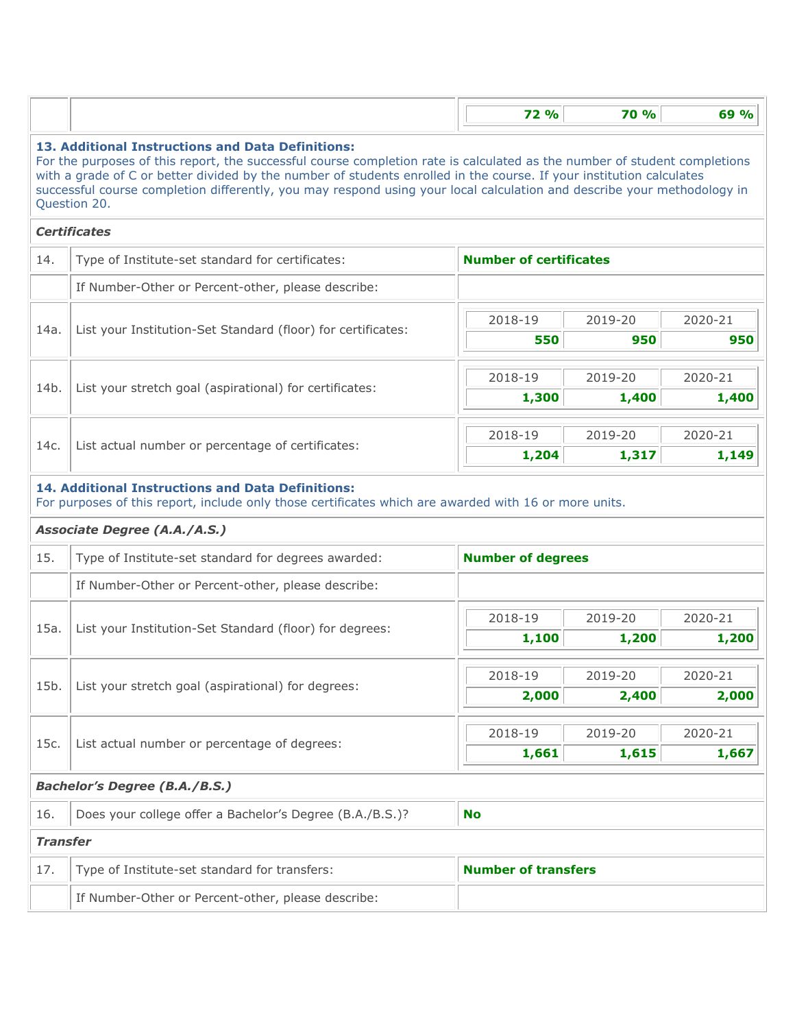| | | 2018-19 | 2019-20 | 2020-21 |
|---|---|---|---|---|
| | | **72 %** | **70 %** | **69 %** |

**13. Additional Instructions and Data Definitions:**
For the purposes of this report, the successful course completion rate is calculated as the number of student completions with a grade of C or better divided by the number of students enrolled in the course. If your institution calculates successful course completion differently, you may respond using your local calculation and describe your methodology in Question 20.

***Certificates***

| | | | | |
|---|---|---|---|---|
| 14. | Type of Institute-set standard for certificates: | **Number of certificates** | | |
| | If Number-Other or Percent-other, please describe: | | | |
| 14a. | List your Institution-Set Standard (floor) for certificates: | 2018-19<br>**550** | 2019-20<br>**950** | 2020-21<br>**950** |
| 14b. | List your stretch goal (aspirational) for certificates: | 2018-19<br>**1,300** | 2019-20<br>**1,400** | 2020-21<br>**1,400** |
| 14c. | List actual number or percentage of certificates: | 2018-19<br>**1,204** | 2019-20<br>**1,317** | 2020-21<br>**1,149** |

**14. Additional Instructions and Data Definitions:**
For purposes of this report, include only those certificates which are awarded with 16 or more units.

***Associate Degree (A.A./A.S.)***

| | | | | |
|---|---|---|---|---|
| 15. | Type of Institute-set standard for degrees awarded: | **Number of degrees** | | |
| | If Number-Other or Percent-other, please describe: | | | |
| 15a. | List your Institution-Set Standard (floor) for degrees: | 2018-19<br>**1,100** | 2019-20<br>**1,200** | 2020-21<br>**1,200** |
| 15b. | List your stretch goal (aspirational) for degrees: | 2018-19<br>**2,000** | 2019-20<br>**2,400** | 2020-21<br>**2,000** |
| 15c. | List actual number or percentage of degrees: | 2018-19<br>**1,661** | 2019-20<br>**1,615** | 2020-21<br>**1,667** |

***Bachelor's Degree (B.A./B.S.)***

| | | |
|---|---|---|
| 16. | Does your college offer a Bachelor's Degree (B.A./B.S.)? | **No** |

***Transfer***

| | | |
|---|---|---|
| 17. | Type of Institute-set standard for transfers: | **Number of transfers** |
| | If Number-Other or Percent-other, please describe: | |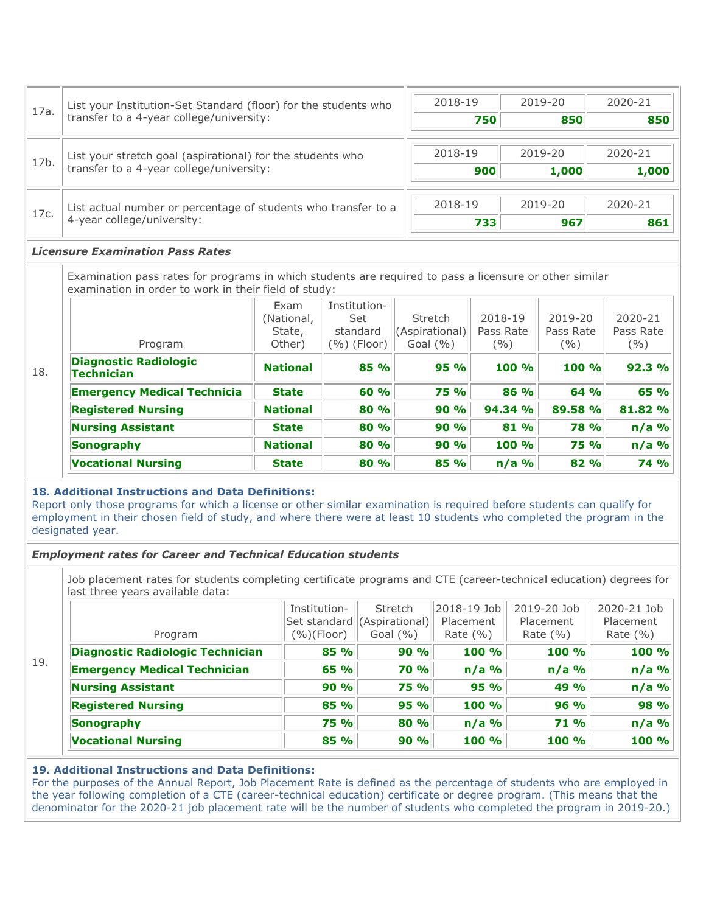| | | 2018-19 | 2019-20 | 2020-21 |
|---|---|---|---|---|
| 17a. | List your Institution-Set Standard (floor) for the students who transfer to a 4-year college/university: | **750** | **850** | **850** |
| 17b. | List your stretch goal (aspirational) for the students who transfer to a 4-year college/university: | **900** | **1,000** | **1,000** |
| 17c. | List actual number or percentage of students who transfer to a 4-year college/university: | **733** | **967** | **861** |

***Licensure Examination Pass Rates***

18. Examination pass rates for programs in which students are required to pass a licensure or other similar examination in order to work in their field of study:

| Program | Exam (National, State, Other) | Institution-Set standard (%) (Floor) | Stretch (Aspirational) Goal (%) | 2018-19 Pass Rate (%) | 2019-20 Pass Rate (%) | 2020-21 Pass Rate (%) |
|---|---|---|---|---|---|---|
| **Diagnostic Radiologic Technician** | **National** | **85 %** | **95 %** | **100 %** | **100 %** | **92.3 %** |
| **Emergency Medical Technicia** | **State** | **60 %** | **75 %** | **86 %** | **64 %** | **65 %** |
| **Registered Nursing** | **National** | **80 %** | **90 %** | **94.34 %** | **89.58 %** | **81.82 %** |
| **Nursing Assistant** | **State** | **80 %** | **90 %** | **81 %** | **78 %** | **n/a %** |
| **Sonography** | **National** | **80 %** | **90 %** | **100 %** | **75 %** | **n/a %** |
| **Vocational Nursing** | **State** | **80 %** | **85 %** | **n/a %** | **82 %** | **74 %** |

**18. Additional Instructions and Data Definitions:**
Report only those programs for which a license or other similar examination is required before students can qualify for employment in their chosen field of study, and where there were at least 10 students who completed the program in the designated year.

***Employment rates for Career and Technical Education students***

19. Job placement rates for students completing certificate programs and CTE (career-technical education) degrees for last three years available data:

| Program | Institution-Set standard (%)(Floor) | Stretch (Aspirational) Goal (%) | 2018-19 Job Placement Rate (%) | 2019-20 Job Placement Rate (%) | 2020-21 Job Placement Rate (%) |
|---|---|---|---|---|---|
| **Diagnostic Radiologic Technician** | **85 %** | **90 %** | **100 %** | **100 %** | **100 %** |
| **Emergency Medical Technician** | **65 %** | **70 %** | **n/a %** | **n/a %** | **n/a %** |
| **Nursing Assistant** | **90 %** | **75 %** | **95 %** | **49 %** | **n/a %** |
| **Registered Nursing** | **85 %** | **95 %** | **100 %** | **96 %** | **98 %** |
| **Sonography** | **75 %** | **80 %** | **n/a %** | **71 %** | **n/a %** |
| **Vocational Nursing** | **85 %** | **90 %** | **100 %** | **100 %** | **100 %** |

**19. Additional Instructions and Data Definitions:**
For the purposes of the Annual Report, Job Placement Rate is defined as the percentage of students who are employed in the year following completion of a CTE (career-technical education) certificate or degree program. (This means that the denominator for the 2020-21 job placement rate will be the number of students who completed the program in 2019-20.)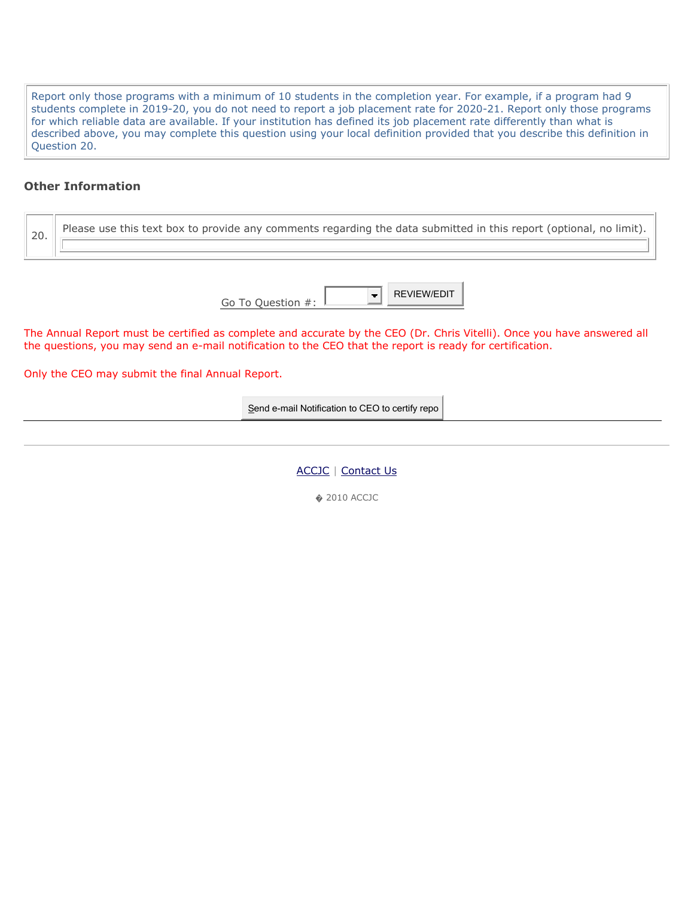Report only those programs with a minimum of 10 students in the completion year. For example, if a program had 9 students complete in 2019-20, you do not need to report a job placement rate for 2020-21. Report only those programs for which reliable data are available. If your institution has defined its job placement rate differently than what is described above, you may complete this question using your local definition provided that you describe this definition in Question 20.

### Other Information

| | |
|---|---|
| 20. | Please use this text box to provide any comments regarding the data submitted in this report (optional, no limit). |

Go To Question #: REVIEW/EDIT

The Annual Report must be certified as complete and accurate by the CEO (Dr. Chris Vitelli). Once you have answered all the questions, you may send an e-mail notification to the CEO that the report is ready for certification.

Only the CEO may submit the final Annual Report.

Send e-mail Notification to CEO to certify repo

ACCJC | Contact Us

� 2010 ACCJC